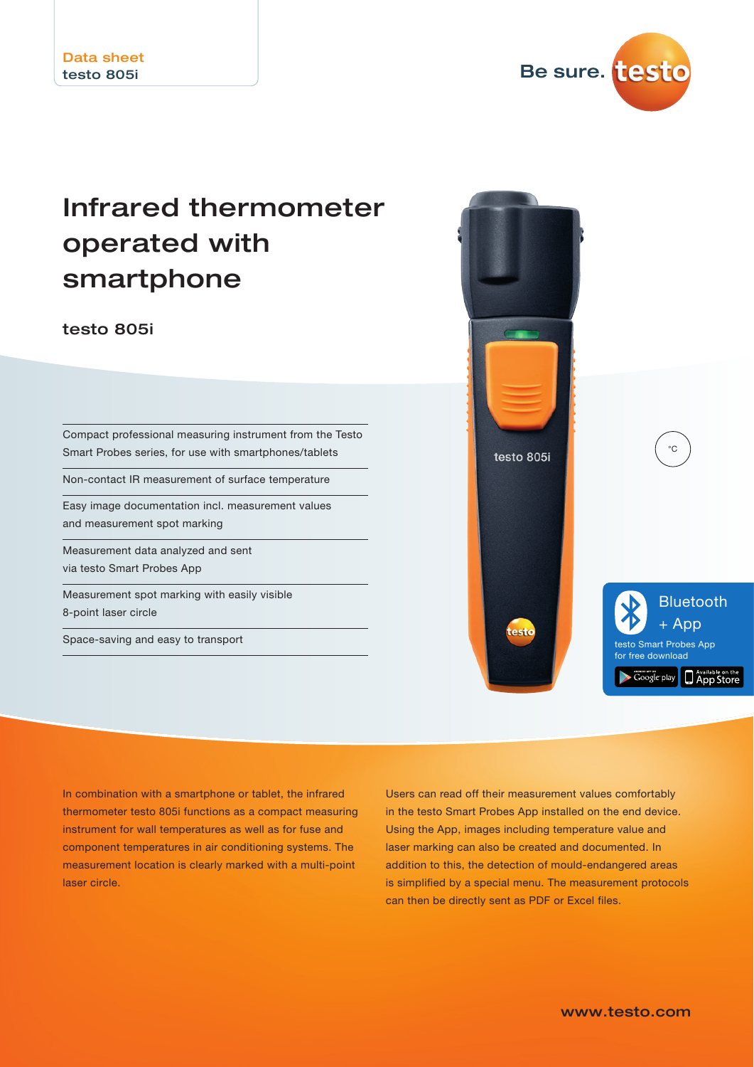Data sheet
testo 805i

Be sure.

# Infrared thermometer operated with smartphone

## testo 805i

- Compact professional measuring instrument from the Testo Smart Probes series, for use with smartphones/tablets
- Non-contact IR measurement of surface temperature
- Easy image documentation incl. measurement values and measurement spot marking
- Measurement data analyzed and sent via testo Smart Probes App
- Measurement spot marking with easily visible 8-point laser circle
- Space-saving and easy to transport

°C

Bluetooth + App

testo Smart Probes App for free download

In combination with a smartphone or tablet, the infrared thermometer testo 805i functions as a compact measuring instrument for wall temperatures as well as for fuse and component temperatures in air conditioning systems. The measurement location is clearly marked with a multi-point laser circle.

Users can read off their measurement values comfortably in the testo Smart Probes App installed on the end device. Using the App, images including temperature value and laser marking can also be created and documented. In addition to this, the detection of mould-endangered areas is simplified by a special menu. The measurement protocols can then be directly sent as PDF or Excel files.

www.testo.com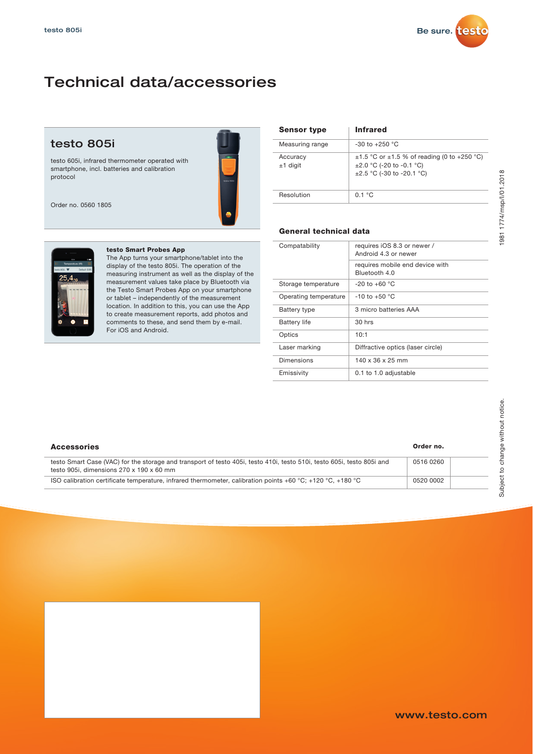# Technical data/accessories

## testo 805i

testo 605i, infrared thermometer operated with smartphone, incl. batteries and calibration protocol

Order no. 0560 1805

**testo Smart Probes App**
The App turns your smartphone/tablet into the display of the testo 805i. The operation of the measuring instrument as well as the display of the measurement values take place by Bluetooth via the Testo Smart Probes App on your smartphone or tablet – independently of the measurement location. In addition to this, you can use the App to create measurement reports, add photos and comments to these, and send them by e-mail. For iOS and Android.

| Sensor type | Infrared |
|---|---|
| Measuring range | -30 to +250 °C |
| Accuracy ±1 digit | ±1.5 °C or ±1.5 % of reading (0 to +250 °C)<br>±2.0 °C (-20 to -0.1 °C)<br>±2.5 °C (-30 to -20.1 °C) |
| Resolution | 0.1 °C |

### General technical data

| | |
|---|---|
| Compatability | requires iOS 8.3 or newer / Android 4.3 or newer |
| | requires mobile end device with Bluetooth 4.0 |
| Storage temperature | -20 to +60 °C |
| Operating temperature | -10 to +50 °C |
| Battery type | 3 micro batteries AAA |
| Battery life | 30 hrs |
| Optics | 10:1 |
| Laser marking | Diffractive optics (laser circle) |
| Dimensions | 140 x 36 x 25 mm |
| Emissivity | 0.1 to 1.0 adjustable |

| Accessories | Order no. |
|---|---|
| testo Smart Case (VAC) for the storage and transport of testo 405i, testo 410i, testo 510i, testo 605i, testo 805i and testo 905i, dimensions 270 x 190 x 60 mm | 0516 0260 |
| ISO calibration certificate temperature, infrared thermometer, calibration points +60 °C; +120 °C, +180 °C | 0520 0002 |

1981 1774/msp/I/01.2018

Subject to change without notice.

www.testo.com